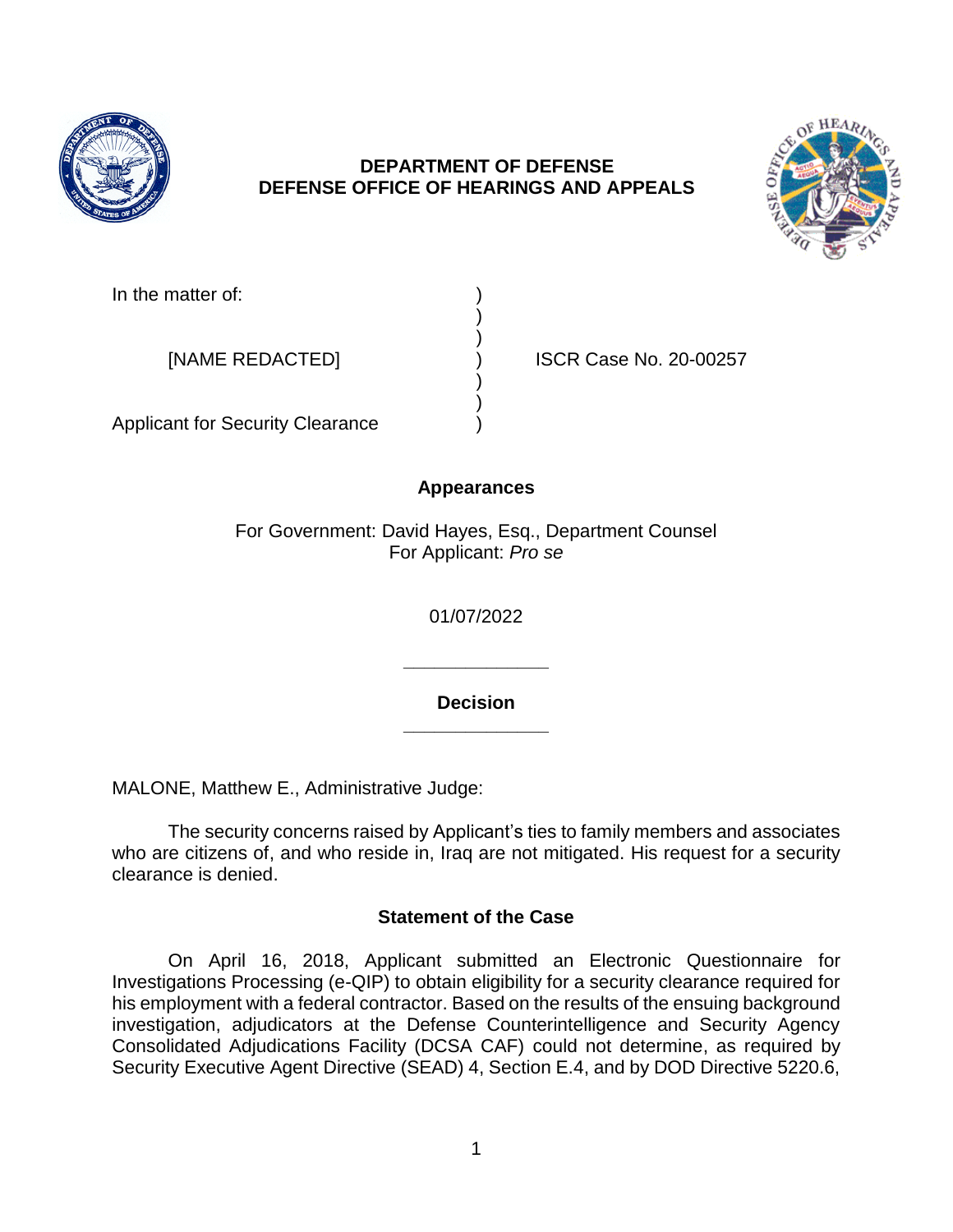**DEPARTMENT OF DEFENSE**
**DEFENSE OFFICE OF HEARINGS AND APPEALS**

| | | |
|---|---|---|
| In the matter of: | ) | |
| | ) | |
| | ) | |
| [NAME REDACTED] | ) | ISCR Case No. 20-00257 |
| | ) | |
| | ) | |
| Applicant for Security Clearance | ) | |

## Appearances

For Government: David Hayes, Esq., Department Counsel
For Applicant: *Pro se*

01/07/2022

______________

## Decision

______________

MALONE, Matthew E., Administrative Judge:

The security concerns raised by Applicant's ties to family members and associates who are citizens of, and who reside in, Iraq are not mitigated. His request for a security clearance is denied.

## Statement of the Case

On April 16, 2018, Applicant submitted an Electronic Questionnaire for Investigations Processing (e-QIP) to obtain eligibility for a security clearance required for his employment with a federal contractor. Based on the results of the ensuing background investigation, adjudicators at the Defense Counterintelligence and Security Agency Consolidated Adjudications Facility (DCSA CAF) could not determine, as required by Security Executive Agent Directive (SEAD) 4, Section E.4, and by DOD Directive 5220.6,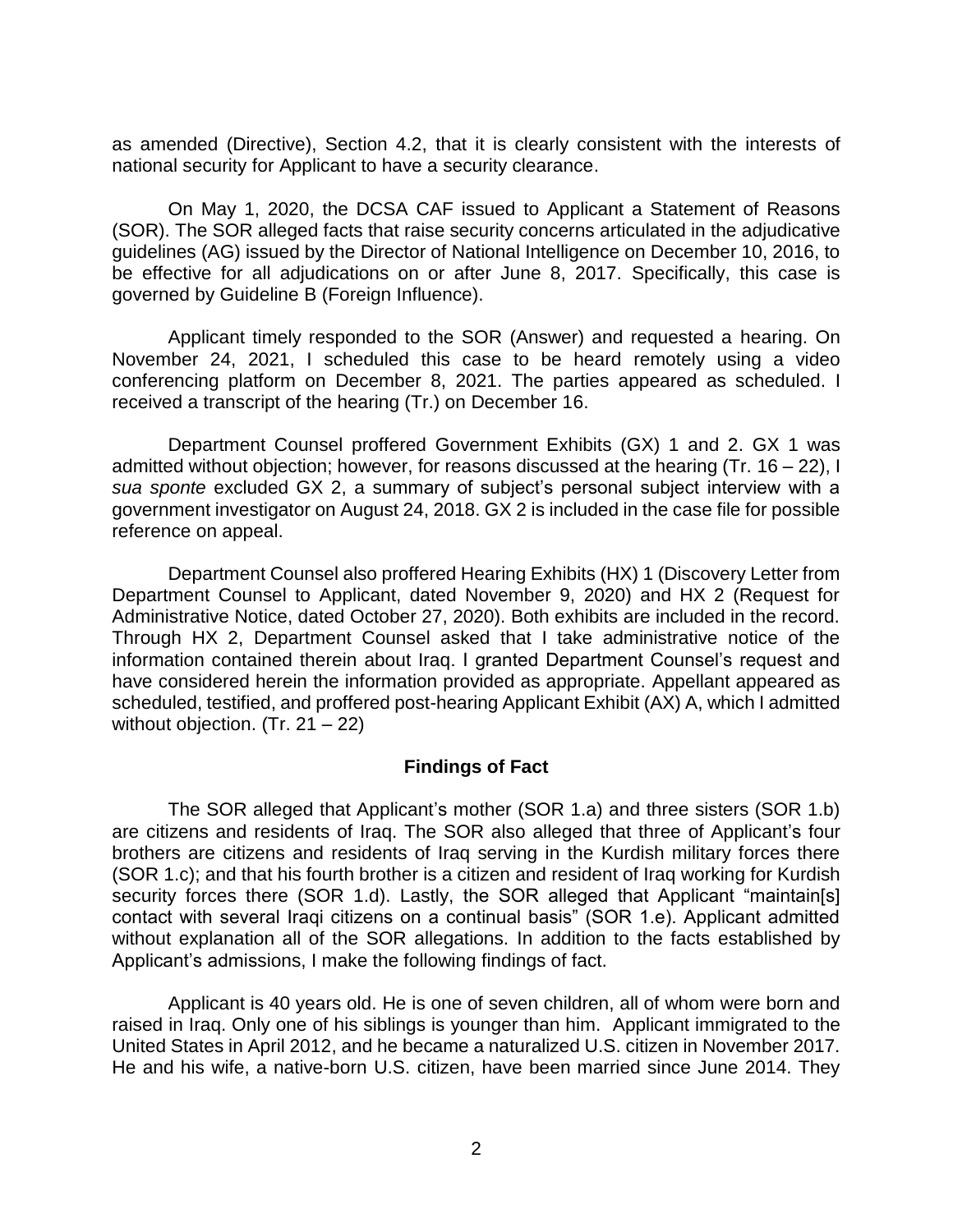as amended (Directive), Section 4.2, that it is clearly consistent with the interests of national security for Applicant to have a security clearance.

On May 1, 2020, the DCSA CAF issued to Applicant a Statement of Reasons (SOR). The SOR alleged facts that raise security concerns articulated in the adjudicative guidelines (AG) issued by the Director of National Intelligence on December 10, 2016, to be effective for all adjudications on or after June 8, 2017. Specifically, this case is governed by Guideline B (Foreign Influence).

Applicant timely responded to the SOR (Answer) and requested a hearing. On November 24, 2021, I scheduled this case to be heard remotely using a video conferencing platform on December 8, 2021. The parties appeared as scheduled. I received a transcript of the hearing (Tr.) on December 16.

Department Counsel proffered Government Exhibits (GX) 1 and 2. GX 1 was admitted without objection; however, for reasons discussed at the hearing (Tr. 16 – 22), I *sua sponte* excluded GX 2, a summary of subject's personal subject interview with a government investigator on August 24, 2018. GX 2 is included in the case file for possible reference on appeal.

Department Counsel also proffered Hearing Exhibits (HX) 1 (Discovery Letter from Department Counsel to Applicant, dated November 9, 2020) and HX 2 (Request for Administrative Notice, dated October 27, 2020). Both exhibits are included in the record. Through HX 2, Department Counsel asked that I take administrative notice of the information contained therein about Iraq. I granted Department Counsel's request and have considered herein the information provided as appropriate. Appellant appeared as scheduled, testified, and proffered post-hearing Applicant Exhibit (AX) A, which I admitted without objection. (Tr. 21 – 22)

## Findings of Fact

The SOR alleged that Applicant's mother (SOR 1.a) and three sisters (SOR 1.b) are citizens and residents of Iraq. The SOR also alleged that three of Applicant's four brothers are citizens and residents of Iraq serving in the Kurdish military forces there (SOR 1.c); and that his fourth brother is a citizen and resident of Iraq working for Kurdish security forces there (SOR 1.d). Lastly, the SOR alleged that Applicant "maintain[s] contact with several Iraqi citizens on a continual basis" (SOR 1.e). Applicant admitted without explanation all of the SOR allegations. In addition to the facts established by Applicant's admissions, I make the following findings of fact.

Applicant is 40 years old. He is one of seven children, all of whom were born and raised in Iraq. Only one of his siblings is younger than him. Applicant immigrated to the United States in April 2012, and he became a naturalized U.S. citizen in November 2017. He and his wife, a native-born U.S. citizen, have been married since June 2014. They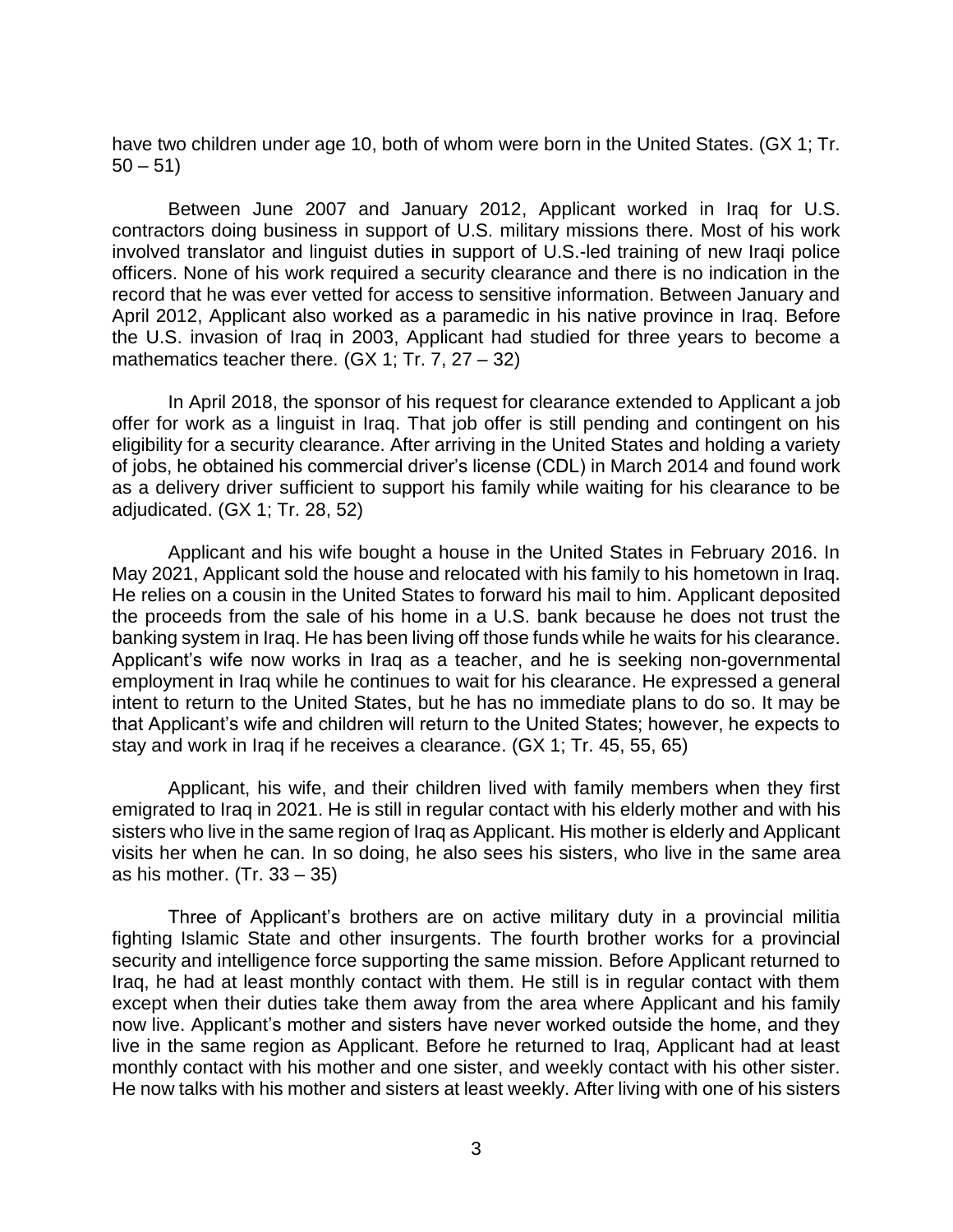have two children under age 10, both of whom were born in the United States. (GX 1; Tr. 50 – 51)

Between June 2007 and January 2012, Applicant worked in Iraq for U.S. contractors doing business in support of U.S. military missions there. Most of his work involved translator and linguist duties in support of U.S.-led training of new Iraqi police officers. None of his work required a security clearance and there is no indication in the record that he was ever vetted for access to sensitive information. Between January and April 2012, Applicant also worked as a paramedic in his native province in Iraq. Before the U.S. invasion of Iraq in 2003, Applicant had studied for three years to become a mathematics teacher there. (GX 1; Tr. 7, 27 – 32)

In April 2018, the sponsor of his request for clearance extended to Applicant a job offer for work as a linguist in Iraq. That job offer is still pending and contingent on his eligibility for a security clearance. After arriving in the United States and holding a variety of jobs, he obtained his commercial driver's license (CDL) in March 2014 and found work as a delivery driver sufficient to support his family while waiting for his clearance to be adjudicated. (GX 1; Tr. 28, 52)

Applicant and his wife bought a house in the United States in February 2016. In May 2021, Applicant sold the house and relocated with his family to his hometown in Iraq. He relies on a cousin in the United States to forward his mail to him. Applicant deposited the proceeds from the sale of his home in a U.S. bank because he does not trust the banking system in Iraq. He has been living off those funds while he waits for his clearance. Applicant's wife now works in Iraq as a teacher, and he is seeking non-governmental employment in Iraq while he continues to wait for his clearance. He expressed a general intent to return to the United States, but he has no immediate plans to do so. It may be that Applicant's wife and children will return to the United States; however, he expects to stay and work in Iraq if he receives a clearance. (GX 1; Tr. 45, 55, 65)

Applicant, his wife, and their children lived with family members when they first emigrated to Iraq in 2021. He is still in regular contact with his elderly mother and with his sisters who live in the same region of Iraq as Applicant. His mother is elderly and Applicant visits her when he can. In so doing, he also sees his sisters, who live in the same area as his mother. (Tr. 33 – 35)

Three of Applicant's brothers are on active military duty in a provincial militia fighting Islamic State and other insurgents. The fourth brother works for a provincial security and intelligence force supporting the same mission. Before Applicant returned to Iraq, he had at least monthly contact with them. He still is in regular contact with them except when their duties take them away from the area where Applicant and his family now live. Applicant's mother and sisters have never worked outside the home, and they live in the same region as Applicant. Before he returned to Iraq, Applicant had at least monthly contact with his mother and one sister, and weekly contact with his other sister. He now talks with his mother and sisters at least weekly. After living with one of his sisters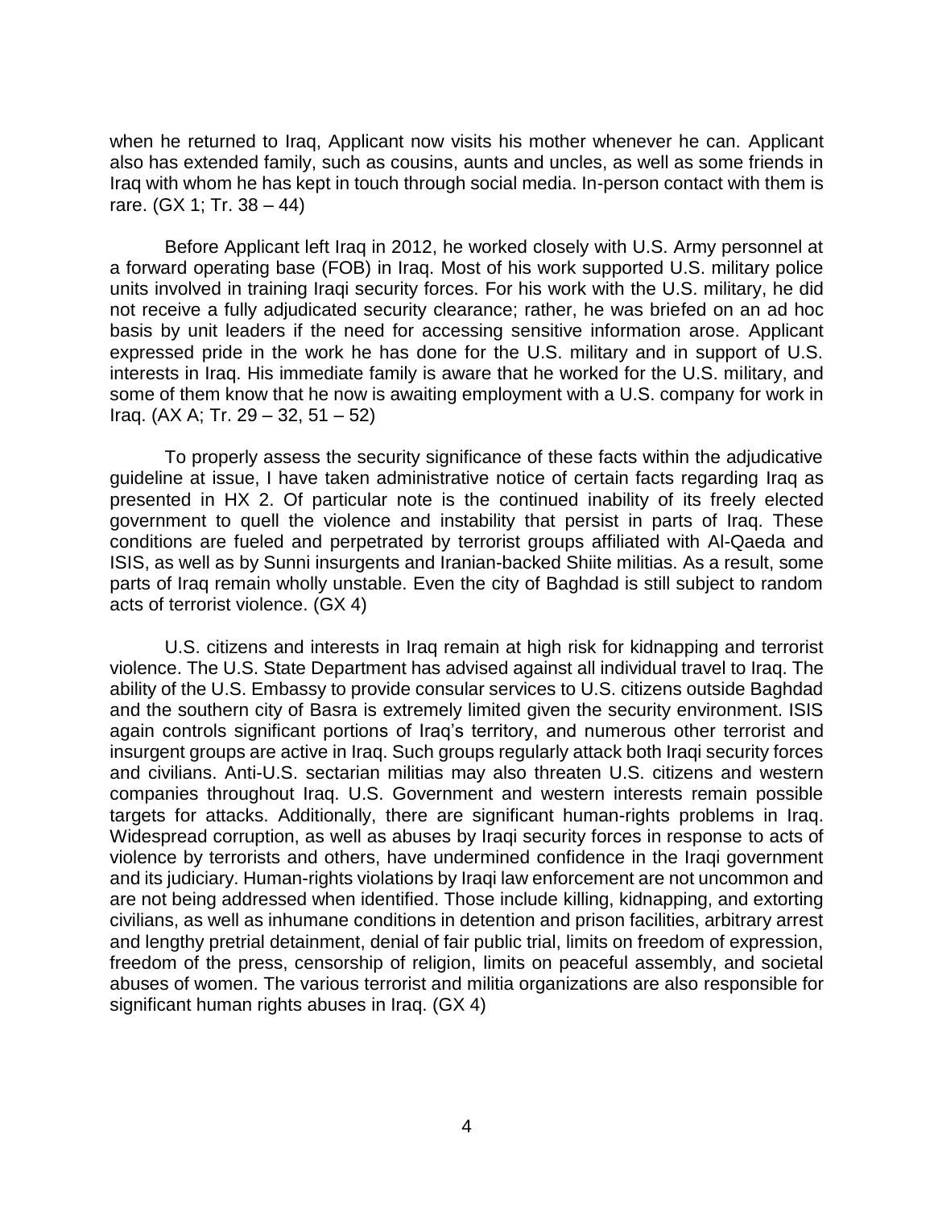when he returned to Iraq, Applicant now visits his mother whenever he can. Applicant also has extended family, such as cousins, aunts and uncles, as well as some friends in Iraq with whom he has kept in touch through social media. In-person contact with them is rare. (GX 1; Tr. 38 – 44)

Before Applicant left Iraq in 2012, he worked closely with U.S. Army personnel at a forward operating base (FOB) in Iraq. Most of his work supported U.S. military police units involved in training Iraqi security forces. For his work with the U.S. military, he did not receive a fully adjudicated security clearance; rather, he was briefed on an ad hoc basis by unit leaders if the need for accessing sensitive information arose. Applicant expressed pride in the work he has done for the U.S. military and in support of U.S. interests in Iraq. His immediate family is aware that he worked for the U.S. military, and some of them know that he now is awaiting employment with a U.S. company for work in Iraq. (AX A; Tr. 29 – 32, 51 – 52)

To properly assess the security significance of these facts within the adjudicative guideline at issue, I have taken administrative notice of certain facts regarding Iraq as presented in HX 2. Of particular note is the continued inability of its freely elected government to quell the violence and instability that persist in parts of Iraq. These conditions are fueled and perpetrated by terrorist groups affiliated with Al-Qaeda and ISIS, as well as by Sunni insurgents and Iranian-backed Shiite militias. As a result, some parts of Iraq remain wholly unstable. Even the city of Baghdad is still subject to random acts of terrorist violence. (GX 4)

U.S. citizens and interests in Iraq remain at high risk for kidnapping and terrorist violence. The U.S. State Department has advised against all individual travel to Iraq. The ability of the U.S. Embassy to provide consular services to U.S. citizens outside Baghdad and the southern city of Basra is extremely limited given the security environment. ISIS again controls significant portions of Iraq's territory, and numerous other terrorist and insurgent groups are active in Iraq. Such groups regularly attack both Iraqi security forces and civilians. Anti-U.S. sectarian militias may also threaten U.S. citizens and western companies throughout Iraq. U.S. Government and western interests remain possible targets for attacks. Additionally, there are significant human-rights problems in Iraq. Widespread corruption, as well as abuses by Iraqi security forces in response to acts of violence by terrorists and others, have undermined confidence in the Iraqi government and its judiciary. Human-rights violations by Iraqi law enforcement are not uncommon and are not being addressed when identified. Those include killing, kidnapping, and extorting civilians, as well as inhumane conditions in detention and prison facilities, arbitrary arrest and lengthy pretrial detainment, denial of fair public trial, limits on freedom of expression, freedom of the press, censorship of religion, limits on peaceful assembly, and societal abuses of women. The various terrorist and militia organizations are also responsible for significant human rights abuses in Iraq. (GX 4)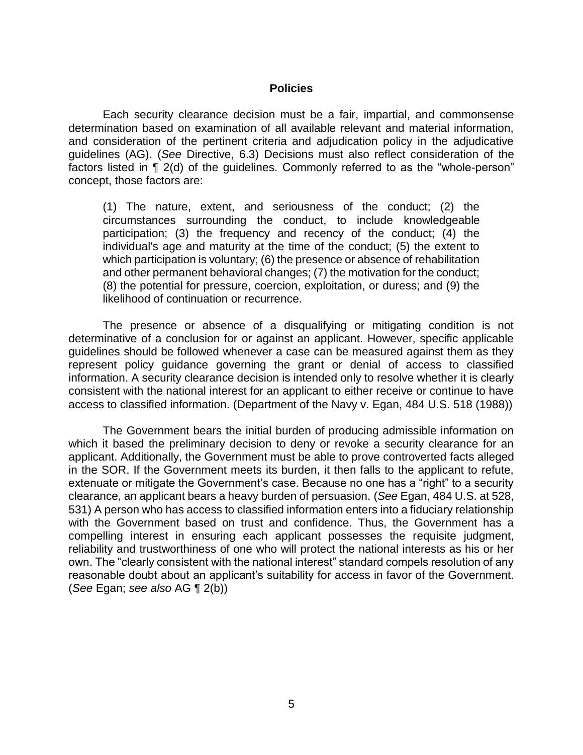## Policies

Each security clearance decision must be a fair, impartial, and commonsense determination based on examination of all available relevant and material information, and consideration of the pertinent criteria and adjudication policy in the adjudicative guidelines (AG). (*See* Directive, 6.3) Decisions must also reflect consideration of the factors listed in ¶ 2(d) of the guidelines. Commonly referred to as the "whole-person" concept, those factors are:

> (1) The nature, extent, and seriousness of the conduct; (2) the circumstances surrounding the conduct, to include knowledgeable participation; (3) the frequency and recency of the conduct; (4) the individual's age and maturity at the time of the conduct; (5) the extent to which participation is voluntary; (6) the presence or absence of rehabilitation and other permanent behavioral changes; (7) the motivation for the conduct; (8) the potential for pressure, coercion, exploitation, or duress; and (9) the likelihood of continuation or recurrence.

The presence or absence of a disqualifying or mitigating condition is not determinative of a conclusion for or against an applicant. However, specific applicable guidelines should be followed whenever a case can be measured against them as they represent policy guidance governing the grant or denial of access to classified information. A security clearance decision is intended only to resolve whether it is clearly consistent with the national interest for an applicant to either receive or continue to have access to classified information. (Department of the Navy v. Egan, 484 U.S. 518 (1988))

The Government bears the initial burden of producing admissible information on which it based the preliminary decision to deny or revoke a security clearance for an applicant. Additionally, the Government must be able to prove controverted facts alleged in the SOR. If the Government meets its burden, it then falls to the applicant to refute, extenuate or mitigate the Government's case. Because no one has a "right" to a security clearance, an applicant bears a heavy burden of persuasion. (*See* Egan, 484 U.S. at 528, 531) A person who has access to classified information enters into a fiduciary relationship with the Government based on trust and confidence. Thus, the Government has a compelling interest in ensuring each applicant possesses the requisite judgment, reliability and trustworthiness of one who will protect the national interests as his or her own. The "clearly consistent with the national interest" standard compels resolution of any reasonable doubt about an applicant's suitability for access in favor of the Government. (*See* Egan; *see also* AG ¶ 2(b))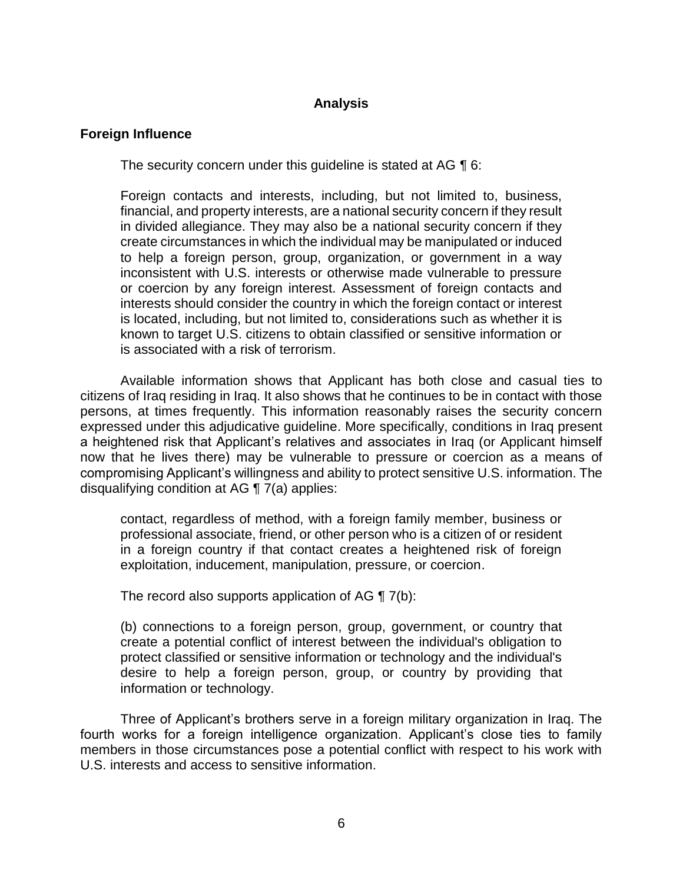## Analysis

### Foreign Influence

The security concern under this guideline is stated at AG ¶ 6:

> Foreign contacts and interests, including, but not limited to, business, financial, and property interests, are a national security concern if they result in divided allegiance. They may also be a national security concern if they create circumstances in which the individual may be manipulated or induced to help a foreign person, group, organization, or government in a way inconsistent with U.S. interests or otherwise made vulnerable to pressure or coercion by any foreign interest. Assessment of foreign contacts and interests should consider the country in which the foreign contact or interest is located, including, but not limited to, considerations such as whether it is known to target U.S. citizens to obtain classified or sensitive information or is associated with a risk of terrorism.

Available information shows that Applicant has both close and casual ties to citizens of Iraq residing in Iraq. It also shows that he continues to be in contact with those persons, at times frequently. This information reasonably raises the security concern expressed under this adjudicative guideline. More specifically, conditions in Iraq present a heightened risk that Applicant's relatives and associates in Iraq (or Applicant himself now that he lives there) may be vulnerable to pressure or coercion as a means of compromising Applicant's willingness and ability to protect sensitive U.S. information. The disqualifying condition at AG ¶ 7(a) applies:

> contact, regardless of method, with a foreign family member, business or professional associate, friend, or other person who is a citizen of or resident in a foreign country if that contact creates a heightened risk of foreign exploitation, inducement, manipulation, pressure, or coercion.

The record also supports application of AG ¶ 7(b):

> (b) connections to a foreign person, group, government, or country that create a potential conflict of interest between the individual's obligation to protect classified or sensitive information or technology and the individual's desire to help a foreign person, group, or country by providing that information or technology.

Three of Applicant's brothers serve in a foreign military organization in Iraq. The fourth works for a foreign intelligence organization. Applicant's close ties to family members in those circumstances pose a potential conflict with respect to his work with U.S. interests and access to sensitive information.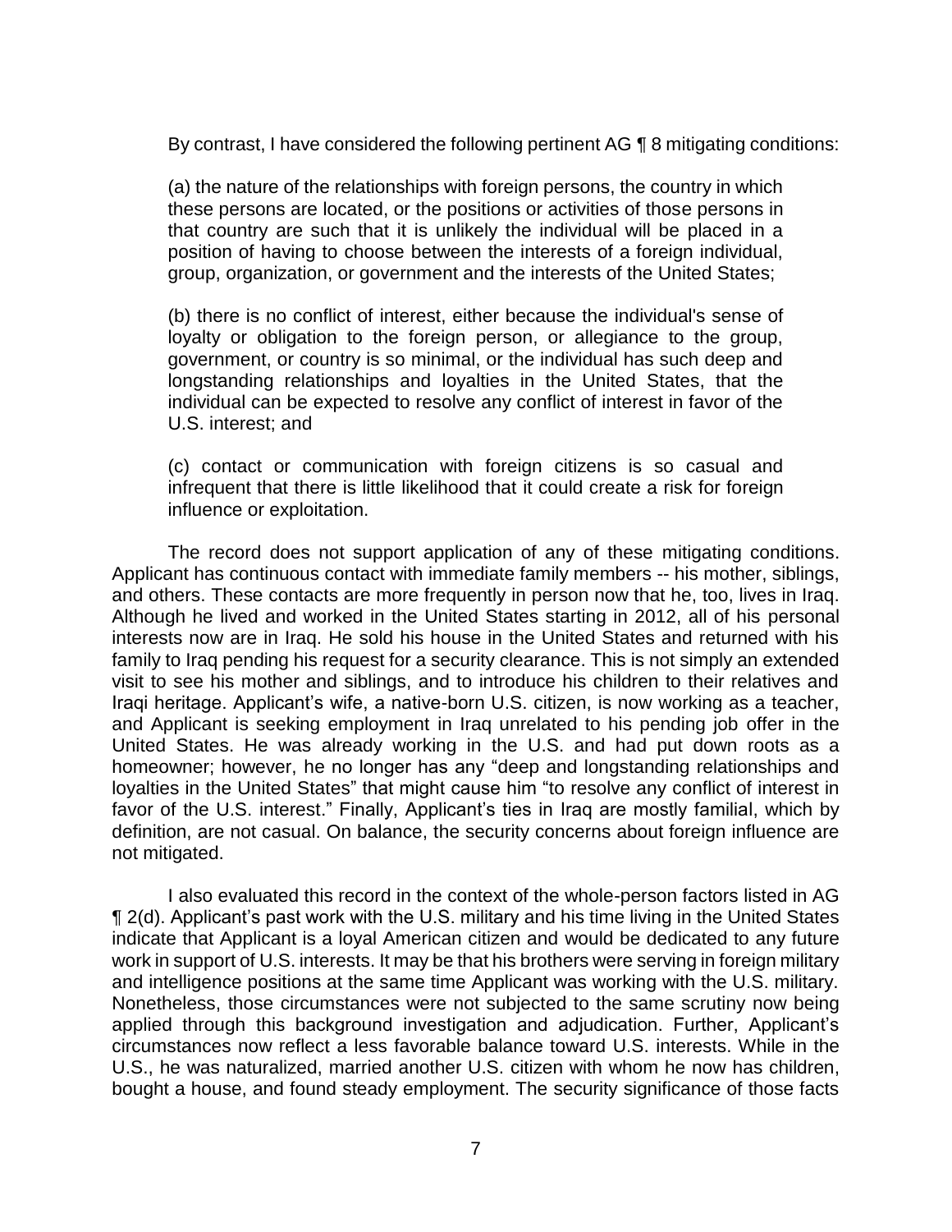By contrast, I have considered the following pertinent AG ¶ 8 mitigating conditions:

> (a) the nature of the relationships with foreign persons, the country in which these persons are located, or the positions or activities of those persons in that country are such that it is unlikely the individual will be placed in a position of having to choose between the interests of a foreign individual, group, organization, or government and the interests of the United States;
>
> (b) there is no conflict of interest, either because the individual's sense of loyalty or obligation to the foreign person, or allegiance to the group, government, or country is so minimal, or the individual has such deep and longstanding relationships and loyalties in the United States, that the individual can be expected to resolve any conflict of interest in favor of the U.S. interest; and
>
> (c) contact or communication with foreign citizens is so casual and infrequent that there is little likelihood that it could create a risk for foreign influence or exploitation.

The record does not support application of any of these mitigating conditions. Applicant has continuous contact with immediate family members -- his mother, siblings, and others. These contacts are more frequently in person now that he, too, lives in Iraq. Although he lived and worked in the United States starting in 2012, all of his personal interests now are in Iraq. He sold his house in the United States and returned with his family to Iraq pending his request for a security clearance. This is not simply an extended visit to see his mother and siblings, and to introduce his children to their relatives and Iraqi heritage. Applicant's wife, a native-born U.S. citizen, is now working as a teacher, and Applicant is seeking employment in Iraq unrelated to his pending job offer in the United States. He was already working in the U.S. and had put down roots as a homeowner; however, he no longer has any "deep and longstanding relationships and loyalties in the United States" that might cause him "to resolve any conflict of interest in favor of the U.S. interest." Finally, Applicant's ties in Iraq are mostly familial, which by definition, are not casual. On balance, the security concerns about foreign influence are not mitigated.

I also evaluated this record in the context of the whole-person factors listed in AG ¶ 2(d). Applicant's past work with the U.S. military and his time living in the United States indicate that Applicant is a loyal American citizen and would be dedicated to any future work in support of U.S. interests. It may be that his brothers were serving in foreign military and intelligence positions at the same time Applicant was working with the U.S. military. Nonetheless, those circumstances were not subjected to the same scrutiny now being applied through this background investigation and adjudication. Further, Applicant's circumstances now reflect a less favorable balance toward U.S. interests. While in the U.S., he was naturalized, married another U.S. citizen with whom he now has children, bought a house, and found steady employment. The security significance of those facts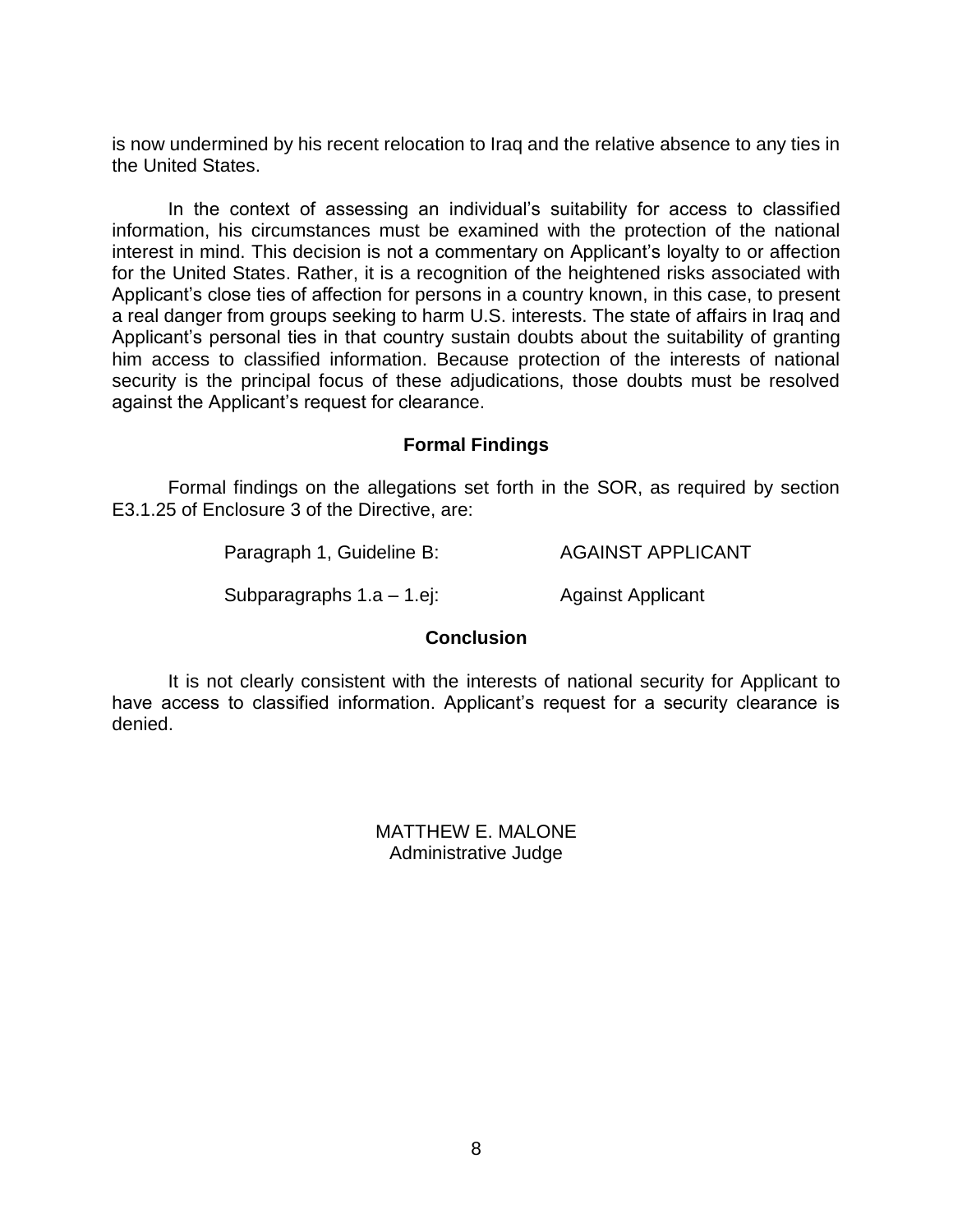is now undermined by his recent relocation to Iraq and the relative absence to any ties in the United States.

In the context of assessing an individual's suitability for access to classified information, his circumstances must be examined with the protection of the national interest in mind. This decision is not a commentary on Applicant's loyalty to or affection for the United States. Rather, it is a recognition of the heightened risks associated with Applicant's close ties of affection for persons in a country known, in this case, to present a real danger from groups seeking to harm U.S. interests. The state of affairs in Iraq and Applicant's personal ties in that country sustain doubts about the suitability of granting him access to classified information. Because protection of the interests of national security is the principal focus of these adjudications, those doubts must be resolved against the Applicant's request for clearance.

## Formal Findings

Formal findings on the allegations set forth in the SOR, as required by section E3.1.25 of Enclosure 3 of the Directive, are:

| | |
|---|---|
| Paragraph 1, Guideline B: | AGAINST APPLICANT |
| Subparagraphs 1.a – 1.ej: | Against Applicant |

## Conclusion

It is not clearly consistent with the interests of national security for Applicant to have access to classified information. Applicant's request for a security clearance is denied.

MATTHEW E. MALONE
Administrative Judge